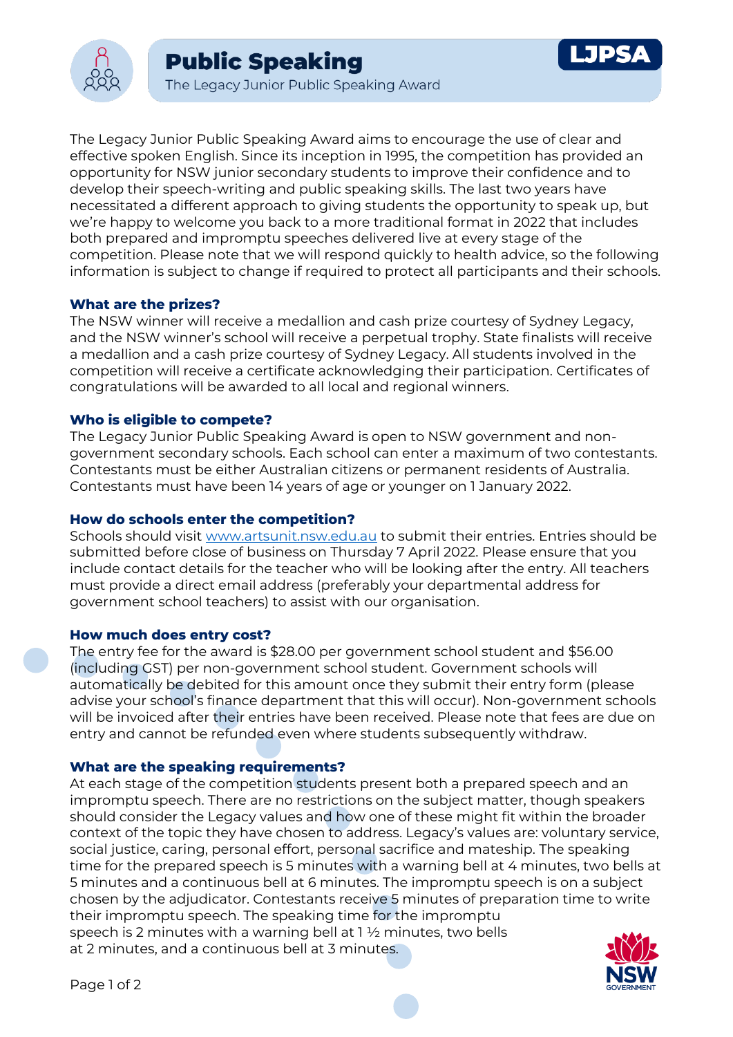# Public Speaking

The Legacy Junior Public Speaking Award

LJPSA

The Legacy Junior Public Speaking Award aims to encourage the use of clear and effective spoken English. Since its inception in 1995, the competition has provided an opportunity for NSW junior secondary students to improve their confidence and to develop their speech-writing and public speaking skills. The last two years have necessitated a different approach to giving students the opportunity to speak up, but we're happy to welcome you back to a more traditional format in 2022 that includes both prepared and impromptu speeches delivered live at every stage of the competition. Please note that we will respond quickly to health advice, so the following information is subject to change if required to protect all participants and their schools.

### What are the prizes?

The NSW winner will receive a medallion and cash prize courtesy of Sydney Legacy, and the NSW winner's school will receive a perpetual trophy. State finalists will receive a medallion and a cash prize courtesy of Sydney Legacy. All students involved in the competition will receive a certificate acknowledging their participation. Certificates of congratulations will be awarded to all local and regional winners.

### Who is eligible to compete?

The Legacy Junior Public Speaking Award is open to NSW government and non-government secondary schools. Each school can enter a maximum of two contestants. Contestants must be either Australian citizens or permanent residents of Australia. Contestants must have been 14 years of age or younger on 1 January 2022.

### How do schools enter the competition?

Schools should visit [www.artsunit.nsw.edu.au](http://www.artsunit.nsw.edu.au) to submit their entries. Entries should be submitted before close of business on Thursday 7 April 2022. Please ensure that you include contact details for the teacher who will be looking after the entry. All teachers must provide a direct email address (preferably your departmental address for government school teachers) to assist with our organisation.

### How much does entry cost?

The entry fee for the award is $28.00 per government school student and $56.00 (including GST) per non-government school student. Government schools will automatically be debited for this amount once they submit their entry form (please advise your school's finance department that this will occur). Non-government schools will be invoiced after their entries have been received. Please note that fees are due on entry and cannot be refunded even where students subsequently withdraw.

### What are the speaking requirements?

At each stage of the competition students present both a prepared speech and an impromptu speech. There are no restrictions on the subject matter, though speakers should consider the Legacy values and how one of these might fit within the broader context of the topic they have chosen to address. Legacy's values are: voluntary service, social justice, caring, personal effort, personal sacrifice and mateship. The speaking time for the prepared speech is 5 minutes with a warning bell at 4 minutes, two bells at 5 minutes and a continuous bell at 6 minutes. The impromptu speech is on a subject chosen by the adjudicator. Contestants receive 5 minutes of preparation time to write their impromptu speech. The speaking time for the impromptu speech is 2 minutes with a warning bell at 1 ½ minutes, two bells at 2 minutes, and a continuous bell at 3 minutes.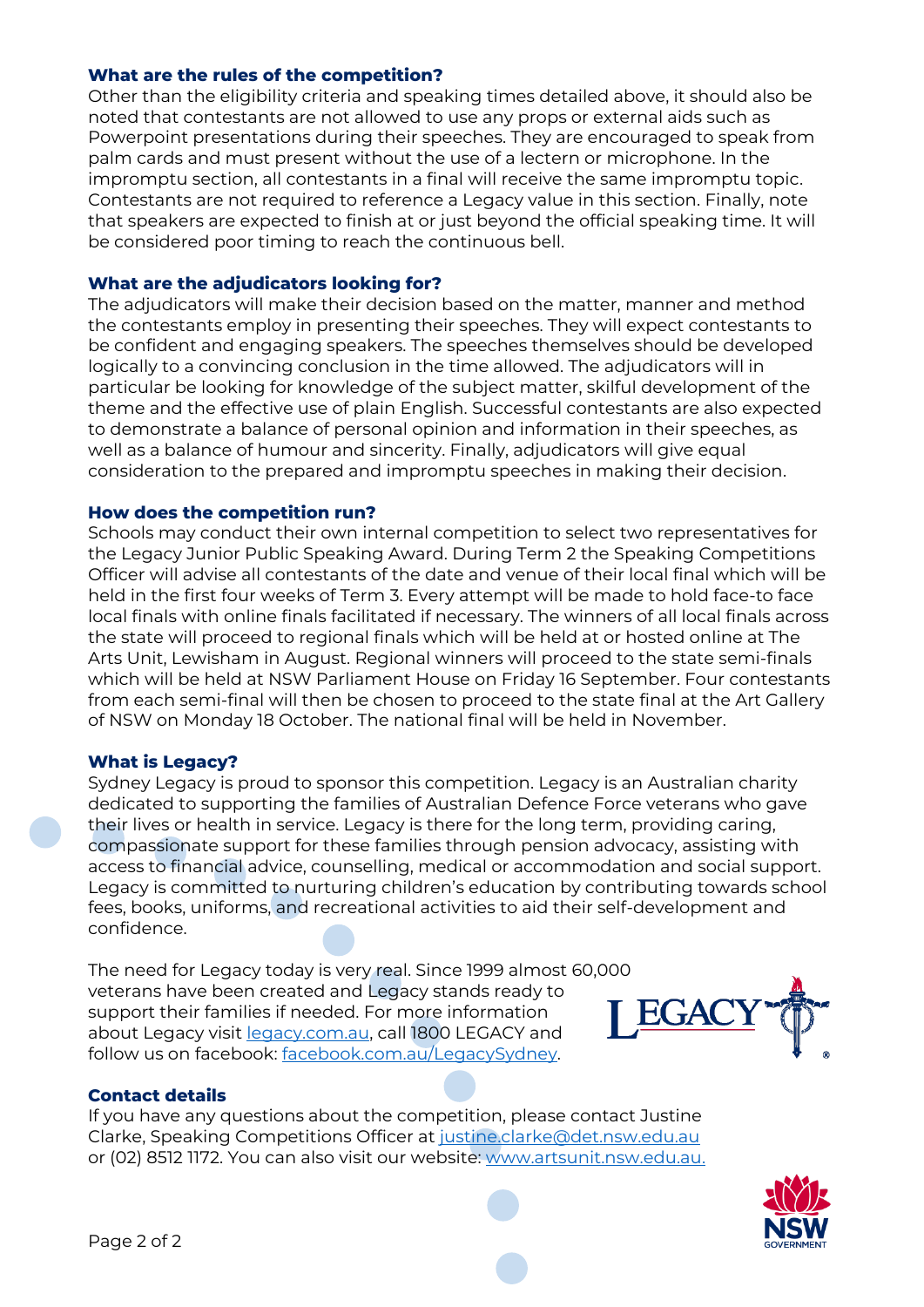### What are the rules of the competition?

Other than the eligibility criteria and speaking times detailed above, it should also be noted that contestants are not allowed to use any props or external aids such as Powerpoint presentations during their speeches. They are encouraged to speak from palm cards and must present without the use of a lectern or microphone. In the impromptu section, all contestants in a final will receive the same impromptu topic. Contestants are not required to reference a Legacy value in this section. Finally, note that speakers are expected to finish at or just beyond the official speaking time. It will be considered poor timing to reach the continuous bell.

### What are the adjudicators looking for?

The adjudicators will make their decision based on the matter, manner and method the contestants employ in presenting their speeches. They will expect contestants to be confident and engaging speakers. The speeches themselves should be developed logically to a convincing conclusion in the time allowed. The adjudicators will in particular be looking for knowledge of the subject matter, skilful development of the theme and the effective use of plain English. Successful contestants are also expected to demonstrate a balance of personal opinion and information in their speeches, as well as a balance of humour and sincerity. Finally, adjudicators will give equal consideration to the prepared and impromptu speeches in making their decision.

### How does the competition run?

Schools may conduct their own internal competition to select two representatives for the Legacy Junior Public Speaking Award. During Term 2 the Speaking Competitions Officer will advise all contestants of the date and venue of their local final which will be held in the first four weeks of Term 3. Every attempt will be made to hold face-to face local finals with online finals facilitated if necessary. The winners of all local finals across the state will proceed to regional finals which will be held at or hosted online at The Arts Unit, Lewisham in August. Regional winners will proceed to the state semi-finals which will be held at NSW Parliament House on Friday 16 September. Four contestants from each semi-final will then be chosen to proceed to the state final at the Art Gallery of NSW on Monday 18 October. The national final will be held in November.

### What is Legacy?

Sydney Legacy is proud to sponsor this competition. Legacy is an Australian charity dedicated to supporting the families of Australian Defence Force veterans who gave their lives or health in service. Legacy is there for the long term, providing caring, compassionate support for these families through pension advocacy, assisting with access to financial advice, counselling, medical or accommodation and social support. Legacy is committed to nurturing children's education by contributing towards school fees, books, uniforms, and recreational activities to aid their self-development and confidence.

The need for Legacy today is very real. Since 1999 almost 60,000 veterans have been created and Legacy stands ready to support their families if needed. For more information about Legacy visit legacy.com.au, call 1800 LEGACY and follow us on facebook: facebook.com.au/LegacySydney.

### Contact details

If you have any questions about the competition, please contact Justine Clarke, Speaking Competitions Officer at justine.clarke@det.nsw.edu.au or (02) 8512 1172. You can also visit our website: www.artsunit.nsw.edu.au.